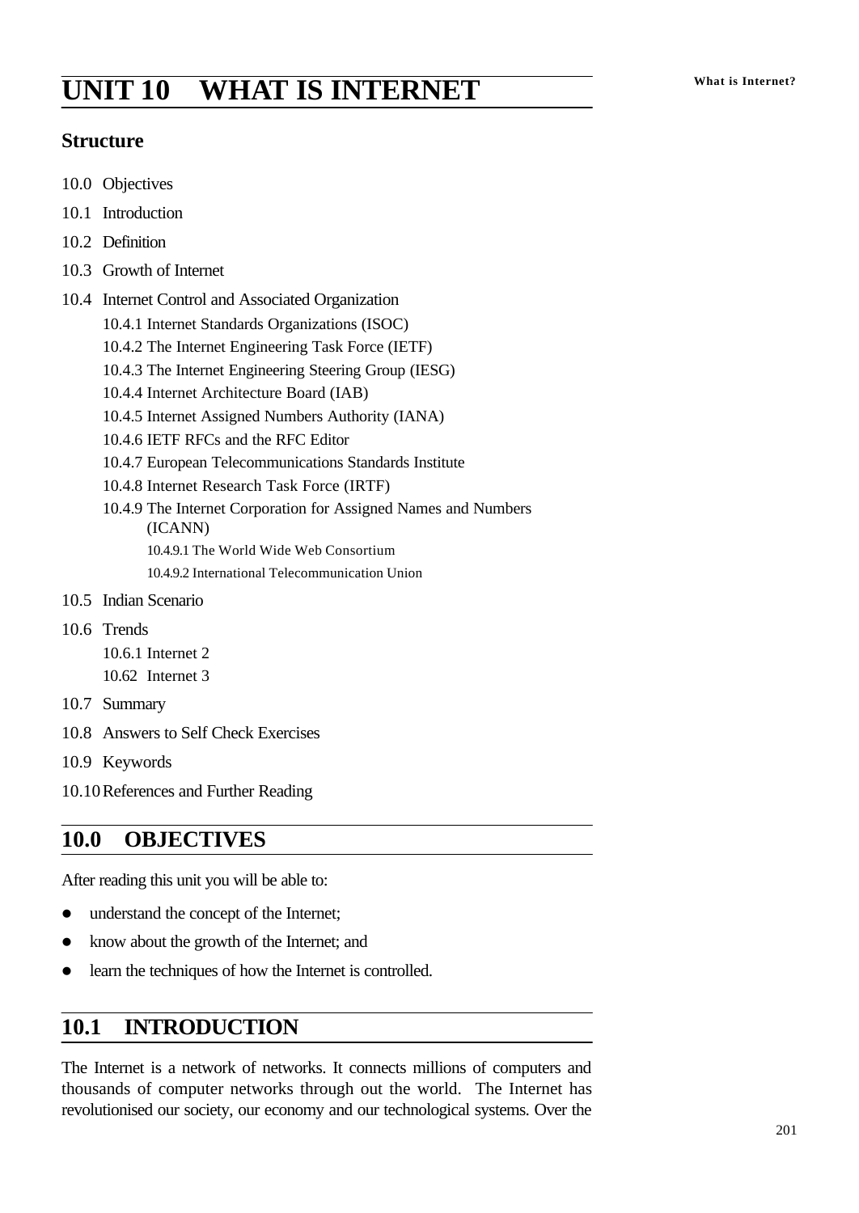# UNIT 10 WHAT IS INTERNET

## Structure

10.0 Objectives

10.1 Introduction

10.2 Definition

10.3 Growth of Internet

10.4 Internet Control and Associated Organization

- 10.4.1 Internet Standards Organizations (ISOC)
- 10.4.2 The Internet Engineering Task Force (IETF)
- 10.4.3 The Internet Engineering Steering Group (IESG)
- 10.4.4 Internet Architecture Board (IAB)
- 10.4.5 Internet Assigned Numbers Authority (IANA)
- 10.4.6 IETF RFCs and the RFC Editor
- 10.4.7 European Telecommunications Standards Institute
- 10.4.8 Internet Research Task Force (IRTF)
- 10.4.9 The Internet Corporation for Assigned Names and Numbers (ICANN)
  - 10.4.9.1 The World Wide Web Consortium
  - 10.4.9.2 International Telecommunication Union

10.5 Indian Scenario

10.6 Trends

- 10.6.1 Internet 2
- 10.62 Internet 3

10.7 Summary

10.8 Answers to Self Check Exercises

10.9 Keywords

10.10 References and Further Reading

## 10.0 OBJECTIVES

After reading this unit you will be able to:

- understand the concept of the Internet;
- know about the growth of the Internet; and
- learn the techniques of how the Internet is controlled.

## 10.1 INTRODUCTION

The Internet is a network of networks. It connects millions of computers and thousands of computer networks through out the world. The Internet has revolutionised our society, our economy and our technological systems. Over the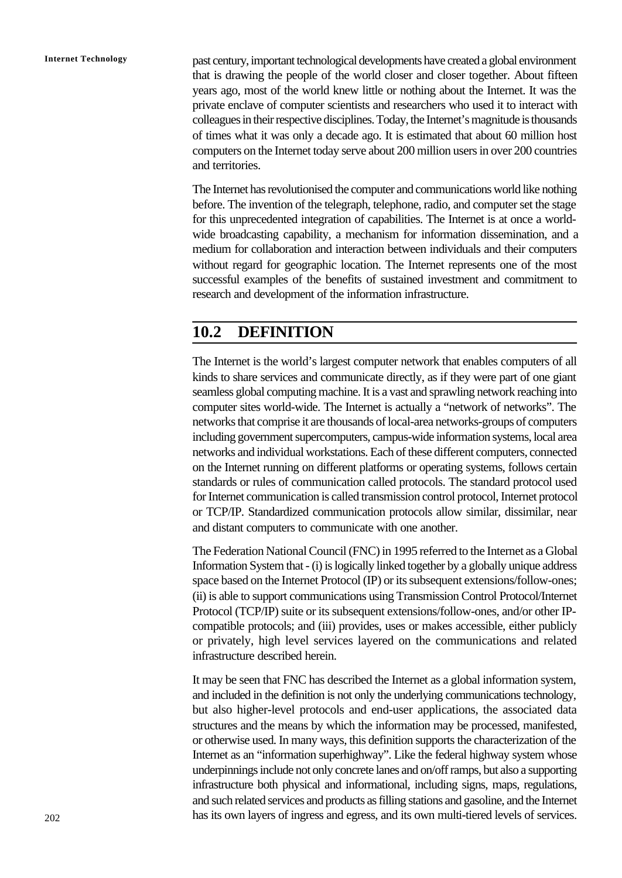past century, important technological developments have created a global environment that is drawing the people of the world closer and closer together. About fifteen years ago, most of the world knew little or nothing about the Internet. It was the private enclave of computer scientists and researchers who used it to interact with colleagues in their respective disciplines. Today, the Internet's magnitude is thousands of times what it was only a decade ago. It is estimated that about 60 million host computers on the Internet today serve about 200 million users in over 200 countries and territories.

The Internet has revolutionised the computer and communications world like nothing before. The invention of the telegraph, telephone, radio, and computer set the stage for this unprecedented integration of capabilities. The Internet is at once a world-wide broadcasting capability, a mechanism for information dissemination, and a medium for collaboration and interaction between individuals and their computers without regard for geographic location. The Internet represents one of the most successful examples of the benefits of sustained investment and commitment to research and development of the information infrastructure.

## 10.2 DEFINITION

The Internet is the world's largest computer network that enables computers of all kinds to share services and communicate directly, as if they were part of one giant seamless global computing machine. It is a vast and sprawling network reaching into computer sites world-wide. The Internet is actually a "network of networks". The networks that comprise it are thousands of local-area networks-groups of computers including government supercomputers, campus-wide information systems, local area networks and individual workstations. Each of these different computers, connected on the Internet running on different platforms or operating systems, follows certain standards or rules of communication called protocols. The standard protocol used for Internet communication is called transmission control protocol, Internet protocol or TCP/IP. Standardized communication protocols allow similar, dissimilar, near and distant computers to communicate with one another.

The Federation National Council (FNC) in 1995 referred to the Internet as a Global Information System that - (i) is logically linked together by a globally unique address space based on the Internet Protocol (IP) or its subsequent extensions/follow-ones; (ii) is able to support communications using Transmission Control Protocol/Internet Protocol (TCP/IP) suite or its subsequent extensions/follow-ones, and/or other IP-compatible protocols; and (iii) provides, uses or makes accessible, either publicly or privately, high level services layered on the communications and related infrastructure described herein.

It may be seen that FNC has described the Internet as a global information system, and included in the definition is not only the underlying communications technology, but also higher-level protocols and end-user applications, the associated data structures and the means by which the information may be processed, manifested, or otherwise used. In many ways, this definition supports the characterization of the Internet as an "information superhighway". Like the federal highway system whose underpinnings include not only concrete lanes and on/off ramps, but also a supporting infrastructure both physical and informational, including signs, maps, regulations, and such related services and products as filling stations and gasoline, and the Internet has its own layers of ingress and egress, and its own multi-tiered levels of services.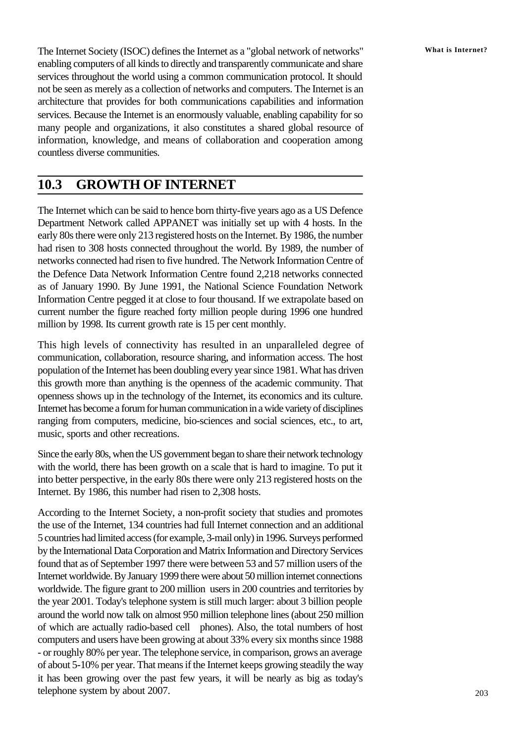The Internet Society (ISOC) defines the Internet as a "global network of networks" enabling computers of all kinds to directly and transparently communicate and share services throughout the world using a common communication protocol. It should not be seen as merely as a collection of networks and computers. The Internet is an architecture that provides for both communications capabilities and information services. Because the Internet is an enormously valuable, enabling capability for so many people and organizations, it also constitutes a shared global resource of information, knowledge, and means of collaboration and cooperation among countless diverse communities.

## 10.3 GROWTH OF INTERNET

The Internet which can be said to hence born thirty-five years ago as a US Defence Department Network called APPANET was initially set up with 4 hosts. In the early 80s there were only 213 registered hosts on the Internet. By 1986, the number had risen to 308 hosts connected throughout the world. By 1989, the number of networks connected had risen to five hundred. The Network Information Centre of the Defence Data Network Information Centre found 2,218 networks connected as of January 1990. By June 1991, the National Science Foundation Network Information Centre pegged it at close to four thousand. If we extrapolate based on current number the figure reached forty million people during 1996 one hundred million by 1998. Its current growth rate is 15 per cent monthly.

This high levels of connectivity has resulted in an unparalleled degree of communication, collaboration, resource sharing, and information access. The host population of the Internet has been doubling every year since 1981. What has driven this growth more than anything is the openness of the academic community. That openness shows up in the technology of the Internet, its economics and its culture. Internet has become a forum for human communication in a wide variety of disciplines ranging from computers, medicine, bio-sciences and social sciences, etc., to art, music, sports and other recreations.

Since the early 80s, when the US government began to share their network technology with the world, there has been growth on a scale that is hard to imagine. To put it into better perspective, in the early 80s there were only 213 registered hosts on the Internet. By 1986, this number had risen to 2,308 hosts.

According to the Internet Society, a non-profit society that studies and promotes the use of the Internet, 134 countries had full Internet connection and an additional 5 countries had limited access (for example, 3-mail only) in 1996. Surveys performed by the International Data Corporation and Matrix Information and Directory Services found that as of September 1997 there were between 53 and 57 million users of the Internet worldwide. By January 1999 there were about 50 million internet connections worldwide. The figure grant to 200 million users in 200 countries and territories by the year 2001. Today's telephone system is still much larger: about 3 billion people around the world now talk on almost 950 million telephone lines (about 250 million of which are actually radio-based cell phones). Also, the total numbers of host computers and users have been growing at about 33% every six months since 1988 - or roughly 80% per year. The telephone service, in comparison, grows an average of about 5-10% per year. That means if the Internet keeps growing steadily the way it has been growing over the past few years, it will be nearly as big as today's telephone system by about 2007.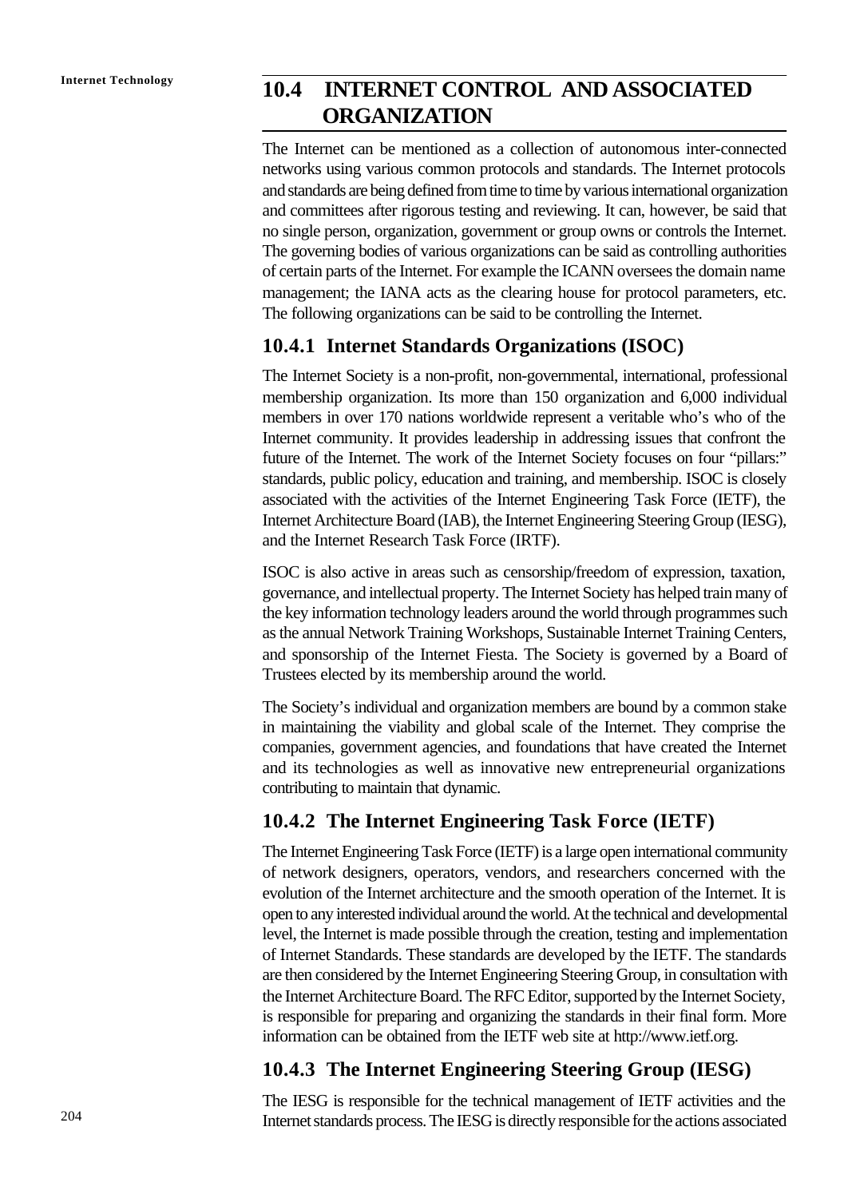## 10.4 INTERNET CONTROL AND ASSOCIATED ORGANIZATION

The Internet can be mentioned as a collection of autonomous inter-connected networks using various common protocols and standards. The Internet protocols and standards are being defined from time to time by various international organization and committees after rigorous testing and reviewing. It can, however, be said that no single person, organization, government or group owns or controls the Internet. The governing bodies of various organizations can be said as controlling authorities of certain parts of the Internet. For example the ICANN oversees the domain name management; the IANA acts as the clearing house for protocol parameters, etc. The following organizations can be said to be controlling the Internet.

### 10.4.1 Internet Standards Organizations (ISOC)

The Internet Society is a non-profit, non-governmental, international, professional membership organization. Its more than 150 organization and 6,000 individual members in over 170 nations worldwide represent a veritable who's who of the Internet community. It provides leadership in addressing issues that confront the future of the Internet. The work of the Internet Society focuses on four "pillars:" standards, public policy, education and training, and membership. ISOC is closely associated with the activities of the Internet Engineering Task Force (IETF), the Internet Architecture Board (IAB), the Internet Engineering Steering Group (IESG), and the Internet Research Task Force (IRTF).

ISOC is also active in areas such as censorship/freedom of expression, taxation, governance, and intellectual property. The Internet Society has helped train many of the key information technology leaders around the world through programmes such as the annual Network Training Workshops, Sustainable Internet Training Centers, and sponsorship of the Internet Fiesta. The Society is governed by a Board of Trustees elected by its membership around the world.

The Society's individual and organization members are bound by a common stake in maintaining the viability and global scale of the Internet. They comprise the companies, government agencies, and foundations that have created the Internet and its technologies as well as innovative new entrepreneurial organizations contributing to maintain that dynamic.

### 10.4.2 The Internet Engineering Task Force (IETF)

The Internet Engineering Task Force (IETF) is a large open international community of network designers, operators, vendors, and researchers concerned with the evolution of the Internet architecture and the smooth operation of the Internet. It is open to any interested individual around the world. At the technical and developmental level, the Internet is made possible through the creation, testing and implementation of Internet Standards. These standards are developed by the IETF. The standards are then considered by the Internet Engineering Steering Group, in consultation with the Internet Architecture Board. The RFC Editor, supported by the Internet Society, is responsible for preparing and organizing the standards in their final form. More information can be obtained from the IETF web site at http://www.ietf.org.

### 10.4.3 The Internet Engineering Steering Group (IESG)

The IESG is responsible for the technical management of IETF activities and the Internet standards process. The IESG is directly responsible for the actions associated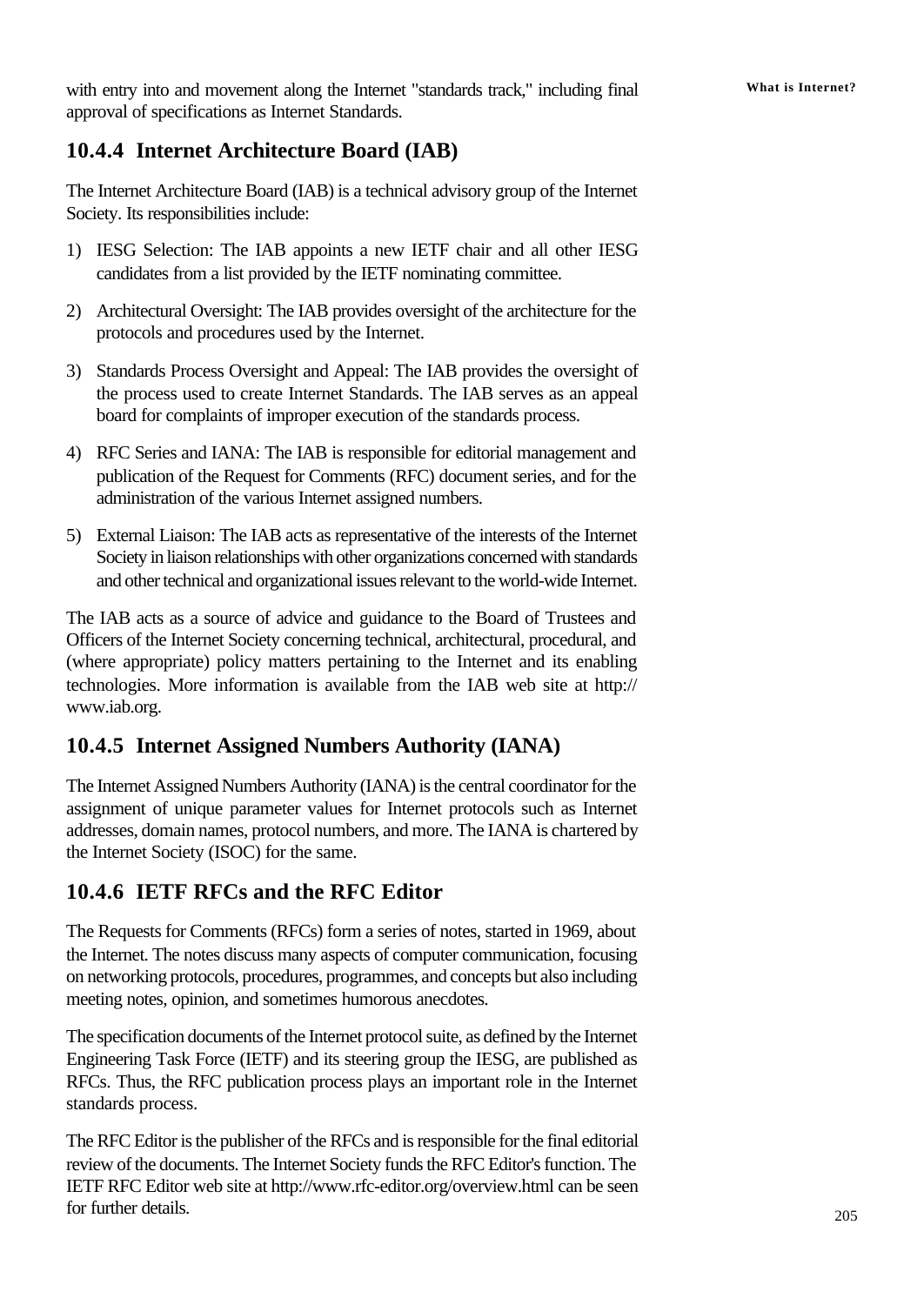with entry into and movement along the Internet "standards track," including final approval of specifications as Internet Standards.

### 10.4.4 Internet Architecture Board (IAB)

The Internet Architecture Board (IAB) is a technical advisory group of the Internet Society. Its responsibilities include:

1) IESG Selection: The IAB appoints a new IETF chair and all other IESG candidates from a list provided by the IETF nominating committee.

2) Architectural Oversight: The IAB provides oversight of the architecture for the protocols and procedures used by the Internet.

3) Standards Process Oversight and Appeal: The IAB provides the oversight of the process used to create Internet Standards. The IAB serves as an appeal board for complaints of improper execution of the standards process.

4) RFC Series and IANA: The IAB is responsible for editorial management and publication of the Request for Comments (RFC) document series, and for the administration of the various Internet assigned numbers.

5) External Liaison: The IAB acts as representative of the interests of the Internet Society in liaison relationships with other organizations concerned with standards and other technical and organizational issues relevant to the world-wide Internet.

The IAB acts as a source of advice and guidance to the Board of Trustees and Officers of the Internet Society concerning technical, architectural, procedural, and (where appropriate) policy matters pertaining to the Internet and its enabling technologies. More information is available from the IAB web site at http://www.iab.org.

### 10.4.5 Internet Assigned Numbers Authority (IANA)

The Internet Assigned Numbers Authority (IANA) is the central coordinator for the assignment of unique parameter values for Internet protocols such as Internet addresses, domain names, protocol numbers, and more. The IANA is chartered by the Internet Society (ISOC) for the same.

### 10.4.6 IETF RFCs and the RFC Editor

The Requests for Comments (RFCs) form a series of notes, started in 1969, about the Internet. The notes discuss many aspects of computer communication, focusing on networking protocols, procedures, programmes, and concepts but also including meeting notes, opinion, and sometimes humorous anecdotes.

The specification documents of the Internet protocol suite, as defined by the Internet Engineering Task Force (IETF) and its steering group the IESG, are published as RFCs. Thus, the RFC publication process plays an important role in the Internet standards process.

The RFC Editor is the publisher of the RFCs and is responsible for the final editorial review of the documents. The Internet Society funds the RFC Editor's function. The IETF RFC Editor web site at http://www.rfc-editor.org/overview.html can be seen for further details.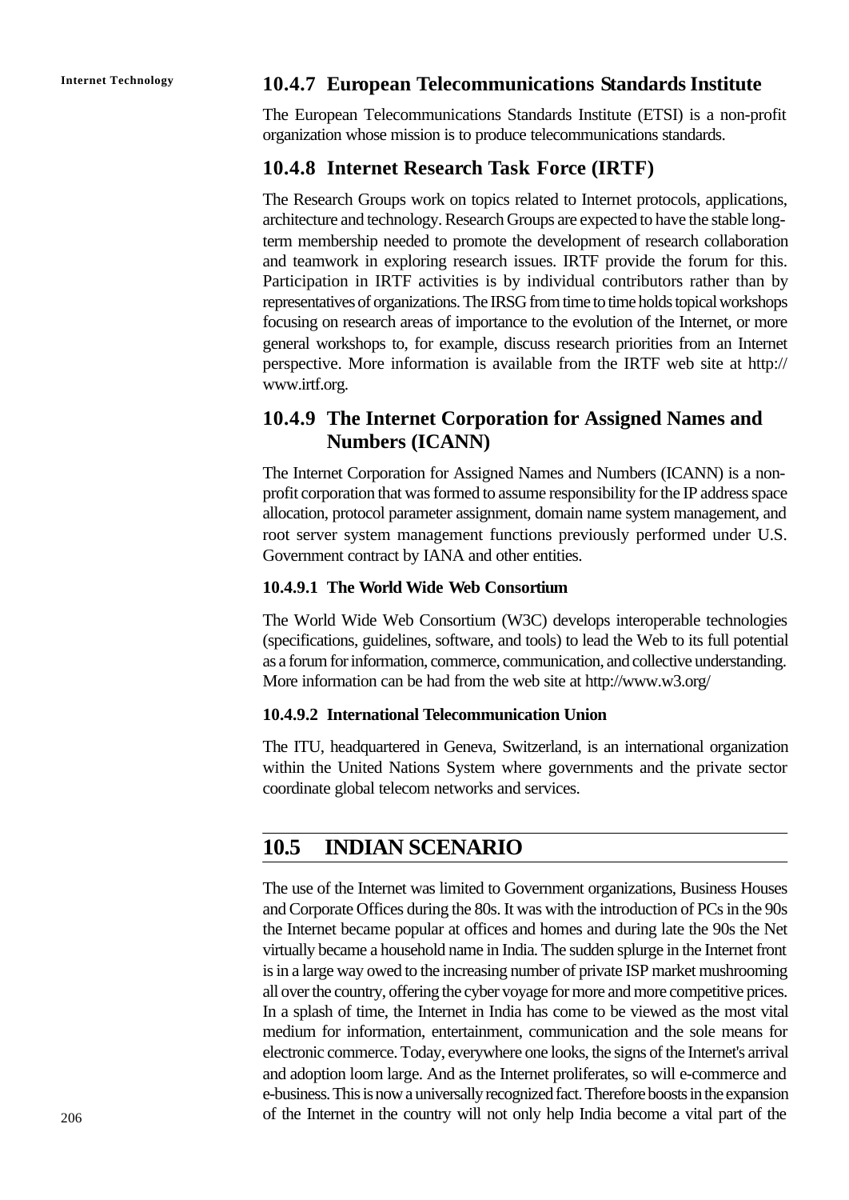### 10.4.7 European Telecommunications Standards Institute

The European Telecommunications Standards Institute (ETSI) is a non-profit organization whose mission is to produce telecommunications standards.

### 10.4.8 Internet Research Task Force (IRTF)

The Research Groups work on topics related to Internet protocols, applications, architecture and technology. Research Groups are expected to have the stable long-term membership needed to promote the development of research collaboration and teamwork in exploring research issues. IRTF provide the forum for this. Participation in IRTF activities is by individual contributors rather than by representatives of organizations. The IRSG from time to time holds topical workshops focusing on research areas of importance to the evolution of the Internet, or more general workshops to, for example, discuss research priorities from an Internet perspective. More information is available from the IRTF web site at http://www.irtf.org.

### 10.4.9 The Internet Corporation for Assigned Names and Numbers (ICANN)

The Internet Corporation for Assigned Names and Numbers (ICANN) is a non-profit corporation that was formed to assume responsibility for the IP address space allocation, protocol parameter assignment, domain name system management, and root server system management functions previously performed under U.S. Government contract by IANA and other entities.

#### 10.4.9.1 The World Wide Web Consortium

The World Wide Web Consortium (W3C) develops interoperable technologies (specifications, guidelines, software, and tools) to lead the Web to its full potential as a forum for information, commerce, communication, and collective understanding. More information can be had from the web site at http://www.w3.org/

#### 10.4.9.2 International Telecommunication Union

The ITU, headquartered in Geneva, Switzerland, is an international organization within the United Nations System where governments and the private sector coordinate global telecom networks and services.

## 10.5 INDIAN SCENARIO

The use of the Internet was limited to Government organizations, Business Houses and Corporate Offices during the 80s. It was with the introduction of PCs in the 90s the Internet became popular at offices and homes and during late the 90s the Net virtually became a household name in India. The sudden splurge in the Internet front is in a large way owed to the increasing number of private ISP market mushrooming all over the country, offering the cyber voyage for more and more competitive prices. In a splash of time, the Internet in India has come to be viewed as the most vital medium for information, entertainment, communication and the sole means for electronic commerce. Today, everywhere one looks, the signs of the Internet's arrival and adoption loom large. And as the Internet proliferates, so will e-commerce and e-business. This is now a universally recognized fact. Therefore boosts in the expansion of the Internet in the country will not only help India become a vital part of the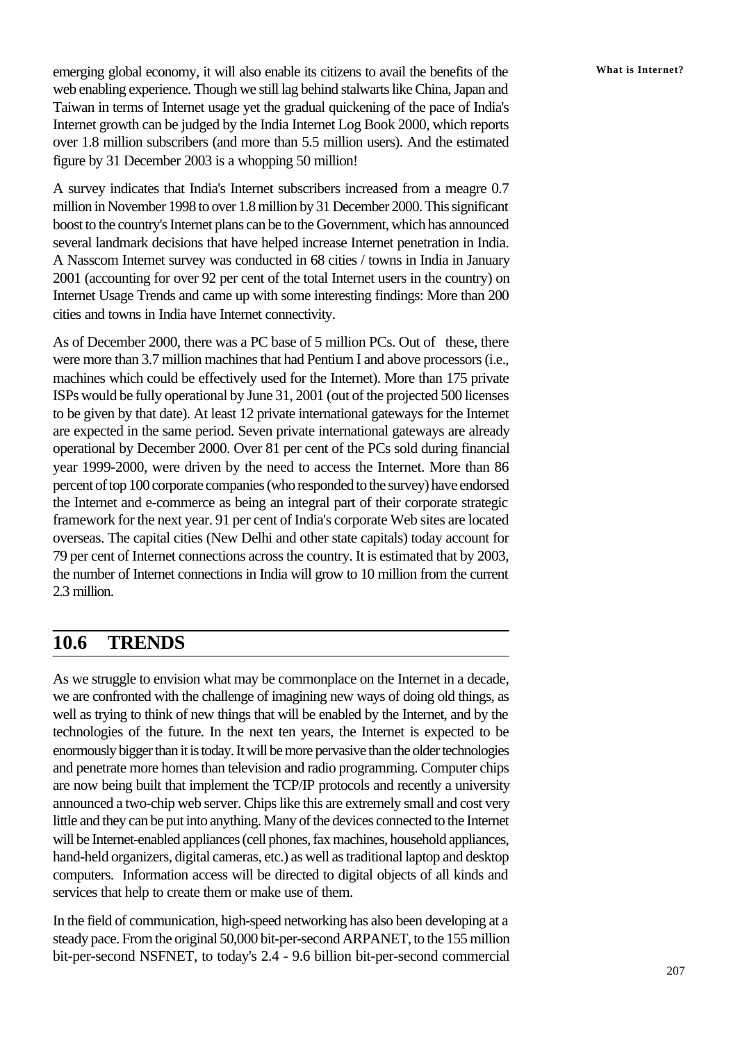emerging global economy, it will also enable its citizens to avail the benefits of the web enabling experience. Though we still lag behind stalwarts like China, Japan and Taiwan in terms of Internet usage yet the gradual quickening of the pace of India's Internet growth can be judged by the India Internet Log Book 2000, which reports over 1.8 million subscribers (and more than 5.5 million users). And the estimated figure by 31 December 2003 is a whopping 50 million!

A survey indicates that India's Internet subscribers increased from a meagre 0.7 million in November 1998 to over 1.8 million by 31 December 2000. This significant boost to the country's Internet plans can be to the Government, which has announced several landmark decisions that have helped increase Internet penetration in India. A Nasscom Internet survey was conducted in 68 cities / towns in India in January 2001 (accounting for over 92 per cent of the total Internet users in the country) on Internet Usage Trends and came up with some interesting findings: More than 200 cities and towns in India have Internet connectivity.

As of December 2000, there was a PC base of 5 million PCs. Out of these, there were more than 3.7 million machines that had Pentium I and above processors (i.e., machines which could be effectively used for the Internet). More than 175 private ISPs would be fully operational by June 31, 2001 (out of the projected 500 licenses to be given by that date). At least 12 private international gateways for the Internet are expected in the same period. Seven private international gateways are already operational by December 2000. Over 81 per cent of the PCs sold during financial year 1999-2000, were driven by the need to access the Internet. More than 86 percent of top 100 corporate companies (who responded to the survey) have endorsed the Internet and e-commerce as being an integral part of their corporate strategic framework for the next year. 91 per cent of India's corporate Web sites are located overseas. The capital cities (New Delhi and other state capitals) today account for 79 per cent of Internet connections across the country. It is estimated that by 2003, the number of Internet connections in India will grow to 10 million from the current 2.3 million.

## 10.6 TRENDS

As we struggle to envision what may be commonplace on the Internet in a decade, we are confronted with the challenge of imagining new ways of doing old things, as well as trying to think of new things that will be enabled by the Internet, and by the technologies of the future. In the next ten years, the Internet is expected to be enormously bigger than it is today. It will be more pervasive than the older technologies and penetrate more homes than television and radio programming. Computer chips are now being built that implement the TCP/IP protocols and recently a university announced a two-chip web server. Chips like this are extremely small and cost very little and they can be put into anything. Many of the devices connected to the Internet will be Internet-enabled appliances (cell phones, fax machines, household appliances, hand-held organizers, digital cameras, etc.) as well as traditional laptop and desktop computers. Information access will be directed to digital objects of all kinds and services that help to create them or make use of them.

In the field of communication, high-speed networking has also been developing at a steady pace. From the original 50,000 bit-per-second ARPANET, to the 155 million bit-per-second NSFNET, to today's 2.4 - 9.6 billion bit-per-second commercial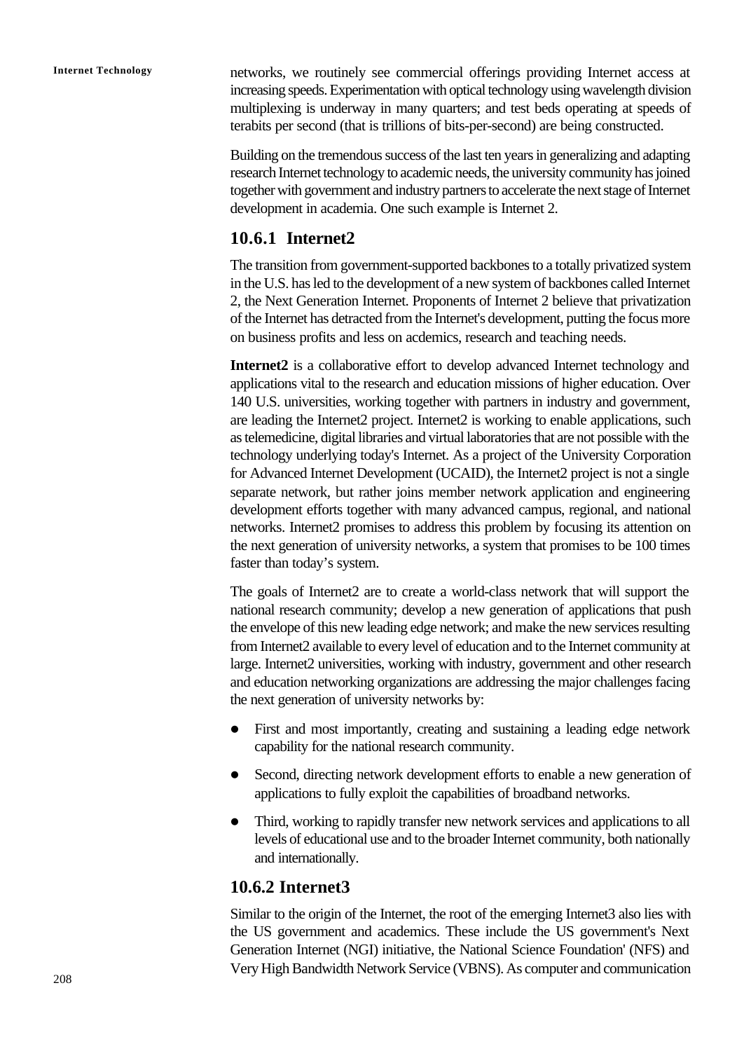networks, we routinely see commercial offerings providing Internet access at increasing speeds. Experimentation with optical technology using wavelength division multiplexing is underway in many quarters; and test beds operating at speeds of terabits per second (that is trillions of bits-per-second) are being constructed.

Building on the tremendous success of the last ten years in generalizing and adapting research Internet technology to academic needs, the university community has joined together with government and industry partners to accelerate the next stage of Internet development in academia. One such example is Internet 2.

### 10.6.1 Internet2

The transition from government-supported backbones to a totally privatized system in the U.S. has led to the development of a new system of backbones called Internet 2, the Next Generation Internet. Proponents of Internet 2 believe that privatization of the Internet has detracted from the Internet's development, putting the focus more on business profits and less on acdemics, research and teaching needs.

**Internet2** is a collaborative effort to develop advanced Internet technology and applications vital to the research and education missions of higher education. Over 140 U.S. universities, working together with partners in industry and government, are leading the Internet2 project. Internet2 is working to enable applications, such as telemedicine, digital libraries and virtual laboratories that are not possible with the technology underlying today's Internet. As a project of the University Corporation for Advanced Internet Development (UCAID), the Internet2 project is not a single separate network, but rather joins member network application and engineering development efforts together with many advanced campus, regional, and national networks. Internet2 promises to address this problem by focusing its attention on the next generation of university networks, a system that promises to be 100 times faster than today's system.

The goals of Internet2 are to create a world-class network that will support the national research community; develop a new generation of applications that push the envelope of this new leading edge network; and make the new services resulting from Internet2 available to every level of education and to the Internet community at large. Internet2 universities, working with industry, government and other research and education networking organizations are addressing the major challenges facing the next generation of university networks by:

- First and most importantly, creating and sustaining a leading edge network capability for the national research community.
- Second, directing network development efforts to enable a new generation of applications to fully exploit the capabilities of broadband networks.
- Third, working to rapidly transfer new network services and applications to all levels of educational use and to the broader Internet community, both nationally and internationally.

### 10.6.2 Internet3

Similar to the origin of the Internet, the root of the emerging Internet3 also lies with the US government and academics. These include the US government's Next Generation Internet (NGI) initiative, the National Science Foundation' (NFS) and Very High Bandwidth Network Service (VBNS). As computer and communication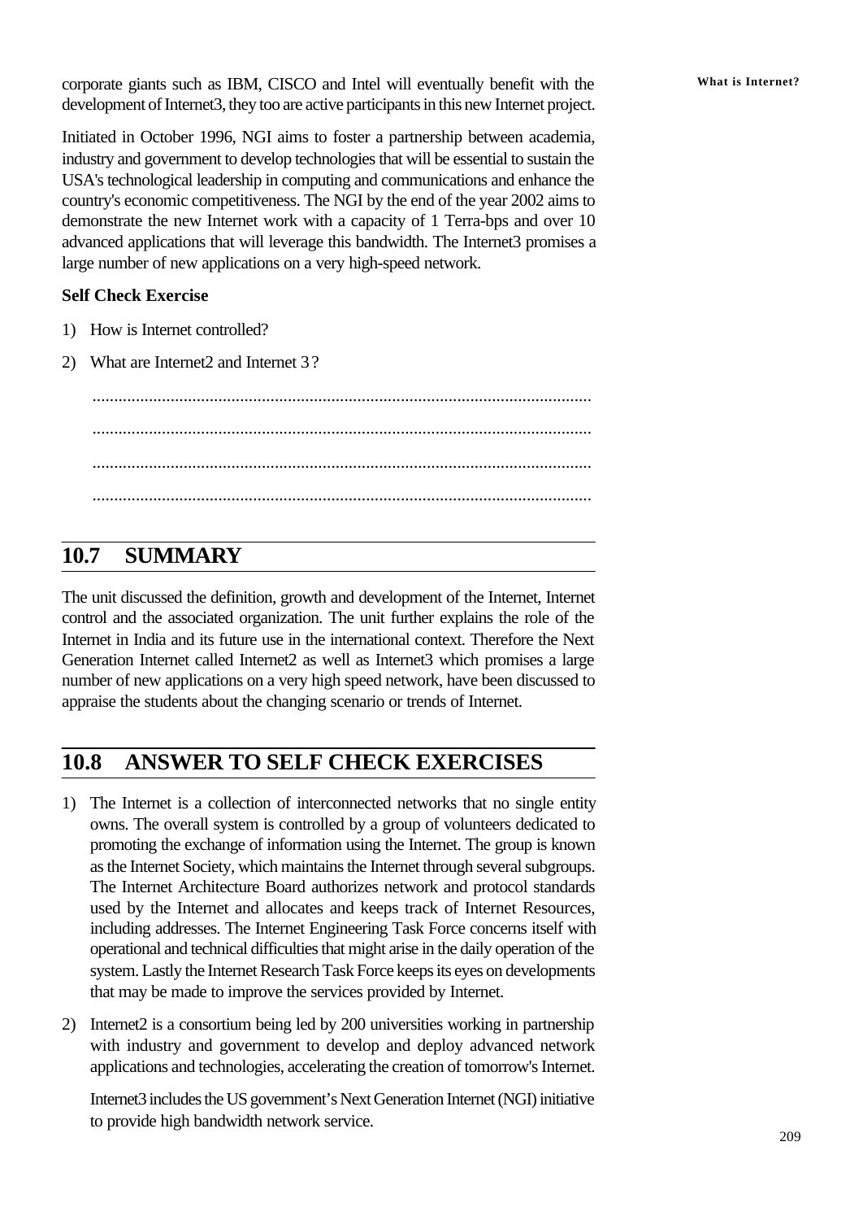corporate giants such as IBM, CISCO and Intel will eventually benefit with the development of Internet3, they too are active participants in this new Internet project.

Initiated in October 1996, NGI aims to foster a partnership between academia, industry and government to develop technologies that will be essential to sustain the USA's technological leadership in computing and communications and enhance the country's economic competitiveness. The NGI by the end of the year 2002 aims to demonstrate the new Internet work with a capacity of 1 Terra-bps and over 10 advanced applications that will leverage this bandwidth. The Internet3 promises a large number of new applications on a very high-speed network.

**Self Check Exercise**

1) How is Internet controlled?
2) What are Internet2 and Internet 3 ?

..................................................................................................................

..................................................................................................................

..................................................................................................................

..................................................................................................................

## 10.7 SUMMARY

The unit discussed the definition, growth and development of the Internet, Internet control and the associated organization. The unit further explains the role of the Internet in India and its future use in the international context. Therefore the Next Generation Internet called Internet2 as well as Internet3 which promises a large number of new applications on a very high speed network, have been discussed to appraise the students about the changing scenario or trends of Internet.

## 10.8 ANSWER TO SELF CHECK EXERCISES

1) The Internet is a collection of interconnected networks that no single entity owns. The overall system is controlled by a group of volunteers dedicated to promoting the exchange of information using the Internet. The group is known as the Internet Society, which maintains the Internet through several subgroups. The Internet Architecture Board authorizes network and protocol standards used by the Internet and allocates and keeps track of Internet Resources, including addresses. The Internet Engineering Task Force concerns itself with operational and technical difficulties that might arise in the daily operation of the system. Lastly the Internet Research Task Force keeps its eyes on developments that may be made to improve the services provided by Internet.

2) Internet2 is a consortium being led by 200 universities working in partnership with industry and government to develop and deploy advanced network applications and technologies, accelerating the creation of tomorrow's Internet.

   Internet3 includes the US government's Next Generation Internet (NGI) initiative to provide high bandwidth network service.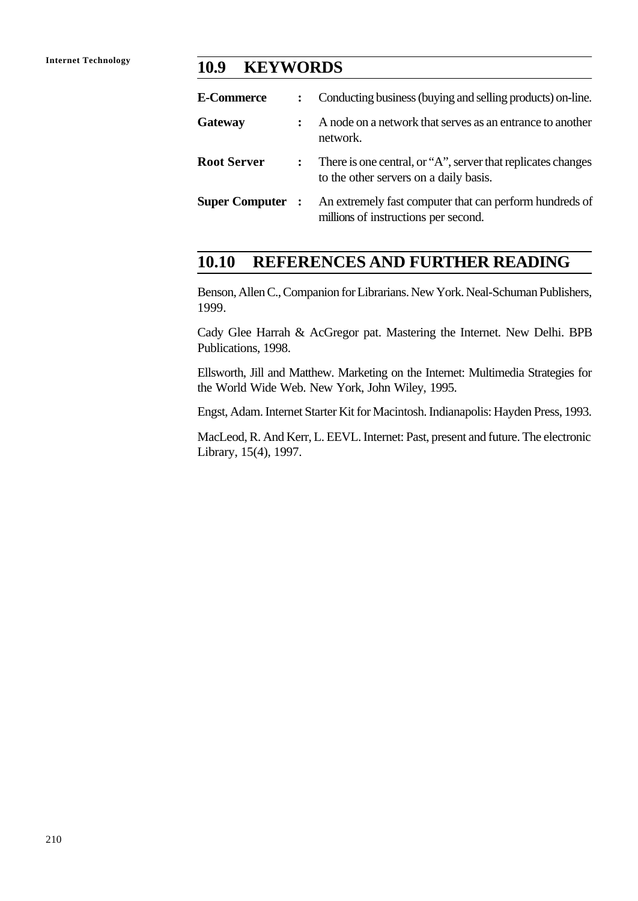## 10.9 KEYWORDS

| | | |
|---|---|---|
| **E-Commerce** | : | Conducting business (buying and selling products) on-line. |
| **Gateway** | : | A node on a network that serves as an entrance to another network. |
| **Root Server** | : | There is one central, or "A", server that replicates changes to the other servers on a daily basis. |
| **Super Computer** | : | An extremely fast computer that can perform hundreds of millions of instructions per second. |

## 10.10 REFERENCES AND FURTHER READING

Benson, Allen C., Companion for Librarians. New York. Neal-Schuman Publishers, 1999.

Cady Glee Harrah & AcGregor pat. Mastering the Internet. New Delhi. BPB Publications, 1998.

Ellsworth, Jill and Matthew. Marketing on the Internet: Multimedia Strategies for the World Wide Web. New York, John Wiley, 1995.

Engst, Adam. Internet Starter Kit for Macintosh. Indianapolis: Hayden Press, 1993.

MacLeod, R. And Kerr, L. EEVL. Internet: Past, present and future. The electronic Library, 15(4), 1997.